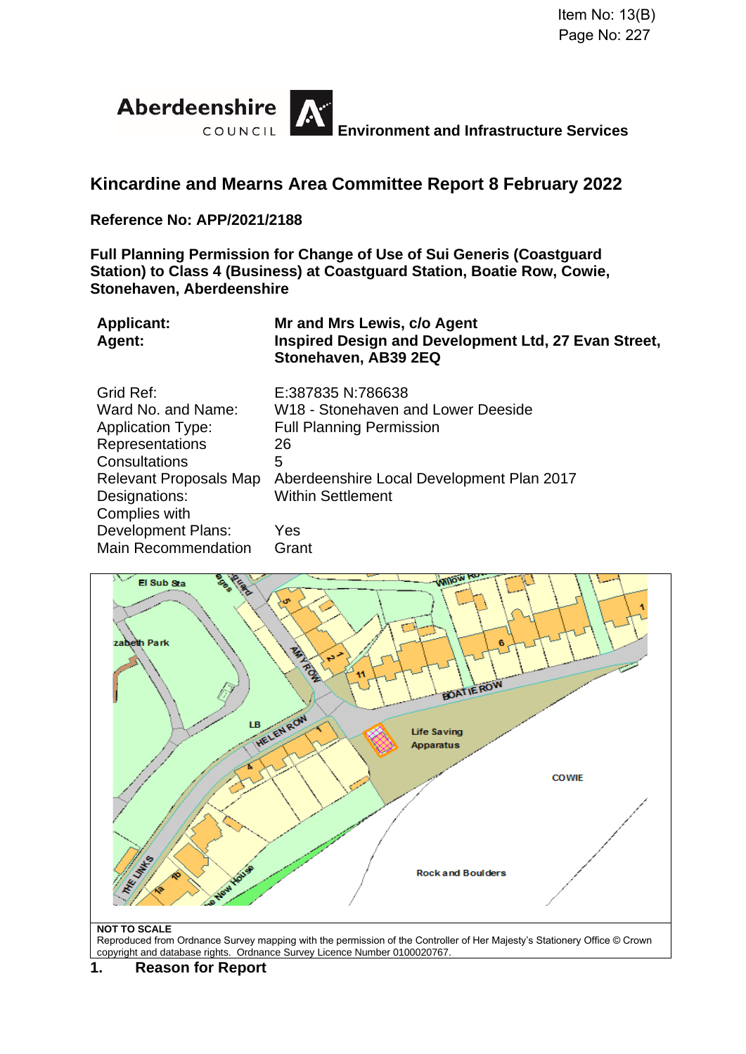Item No: 13(B)
Page No: 227

**Aberdeenshire COUNCIL** **Environment and Infrastructure Services**

## Kincardine and Mearns Area Committee Report 8 February 2022

**Reference No: APP/2021/2188**

**Full Planning Permission for Change of Use of Sui Generis (Coastguard Station) to Class 4 (Business) at Coastguard Station, Boatie Row, Cowie, Stonehaven, Aberdeenshire**

| | |
|---|---|
| **Applicant:** | **Mr and Mrs Lewis, c/o Agent** |
| **Agent:** | **Inspired Design and Development Ltd, 27 Evan Street, Stonehaven, AB39 2EQ** |

| | |
|---|---|
| Grid Ref: | E:387835 N:786638 |
| Ward No. and Name: | W18 - Stonehaven and Lower Deeside |
| Application Type: | Full Planning Permission |
| Representations | 26 |
| Consultations | 5 |
| Relevant Proposals Map | Aberdeenshire Local Development Plan 2017 |
| Designations: | Within Settlement |
| Complies with Development Plans: | Yes |
| Main Recommendation | Grant |

**NOT TO SCALE**
Reproduced from Ordnance Survey mapping with the permission of the Controller of Her Majesty's Stationery Office © Crown copyright and database rights. Ordnance Survey Licence Number 0100020767.

## 1. Reason for Report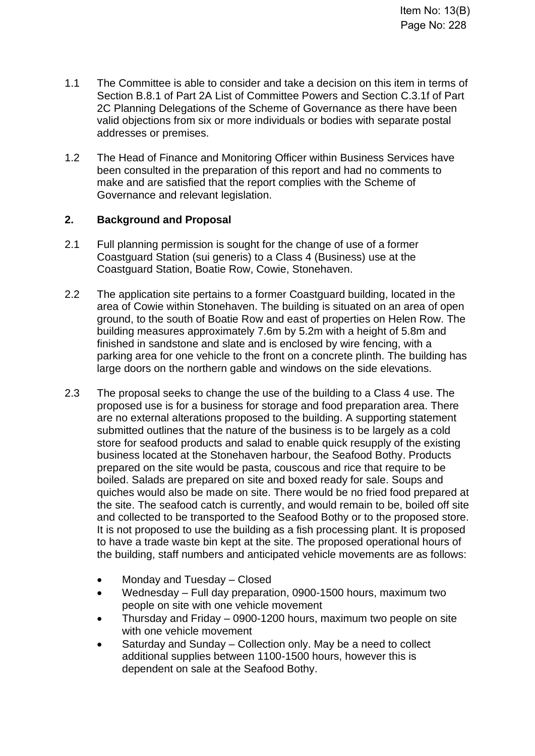1.1 The Committee is able to consider and take a decision on this item in terms of Section B.8.1 of Part 2A List of Committee Powers and Section C.3.1f of Part 2C Planning Delegations of the Scheme of Governance as there have been valid objections from six or more individuals or bodies with separate postal addresses or premises.

1.2 The Head of Finance and Monitoring Officer within Business Services have been consulted in the preparation of this report and had no comments to make and are satisfied that the report complies with the Scheme of Governance and relevant legislation.

## 2. Background and Proposal

2.1 Full planning permission is sought for the change of use of a former Coastguard Station (sui generis) to a Class 4 (Business) use at the Coastguard Station, Boatie Row, Cowie, Stonehaven.

2.2 The application site pertains to a former Coastguard building, located in the area of Cowie within Stonehaven. The building is situated on an area of open ground, to the south of Boatie Row and east of properties on Helen Row. The building measures approximately 7.6m by 5.2m with a height of 5.8m and finished in sandstone and slate and is enclosed by wire fencing, with a parking area for one vehicle to the front on a concrete plinth. The building has large doors on the northern gable and windows on the side elevations.

2.3 The proposal seeks to change the use of the building to a Class 4 use. The proposed use is for a business for storage and food preparation area. There are no external alterations proposed to the building. A supporting statement submitted outlines that the nature of the business is to be largely as a cold store for seafood products and salad to enable quick resupply of the existing business located at the Stonehaven harbour, the Seafood Bothy. Products prepared on the site would be pasta, couscous and rice that require to be boiled. Salads are prepared on site and boxed ready for sale. Soups and quiches would also be made on site. There would be no fried food prepared at the site. The seafood catch is currently, and would remain to be, boiled off site and collected to be transported to the Seafood Bothy or to the proposed store. It is not proposed to use the building as a fish processing plant. It is proposed to have a trade waste bin kept at the site. The proposed operational hours of the building, staff numbers and anticipated vehicle movements are as follows:

- Monday and Tuesday – Closed
- Wednesday – Full day preparation, 0900-1500 hours, maximum two people on site with one vehicle movement
- Thursday and Friday – 0900-1200 hours, maximum two people on site with one vehicle movement
- Saturday and Sunday – Collection only. May be a need to collect additional supplies between 1100-1500 hours, however this is dependent on sale at the Seafood Bothy.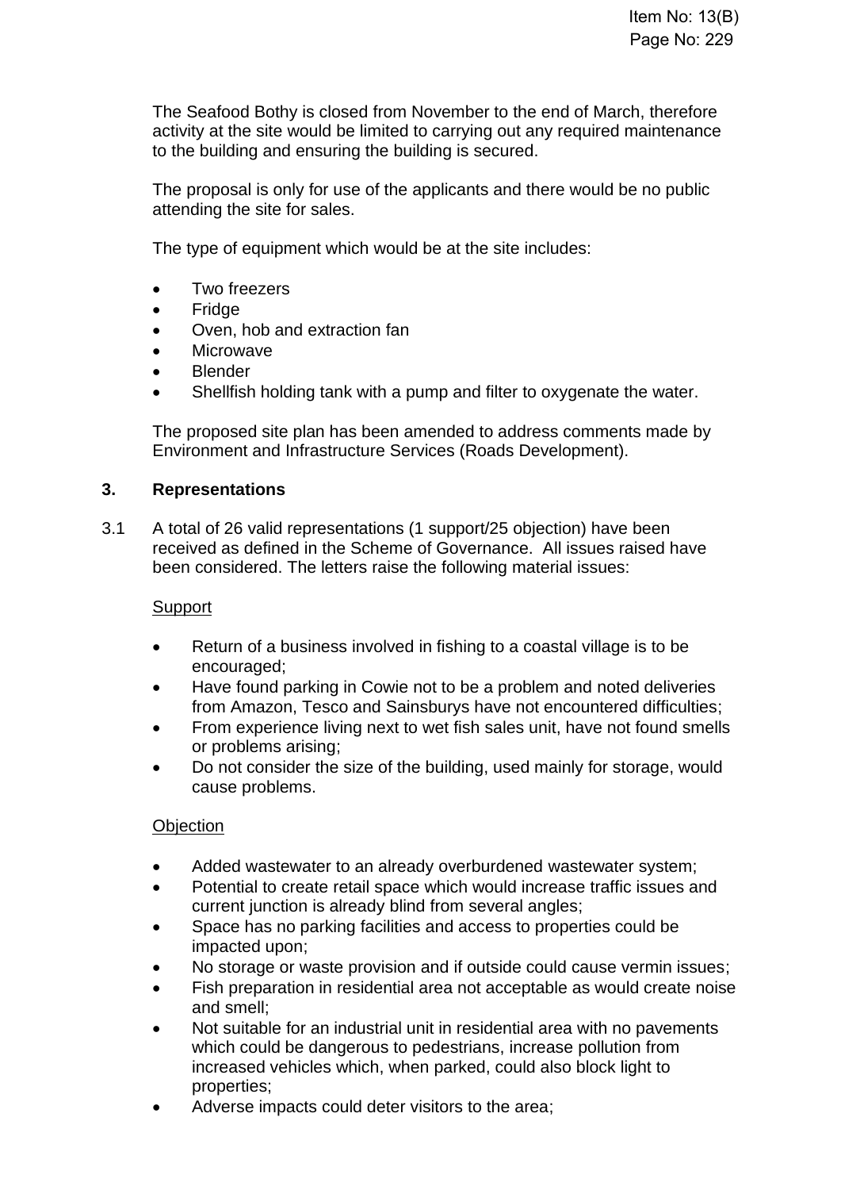The Seafood Bothy is closed from November to the end of March, therefore activity at the site would be limited to carrying out any required maintenance to the building and ensuring the building is secured.

The proposal is only for use of the applicants and there would be no public attending the site for sales.

The type of equipment which would be at the site includes:

- Two freezers
- Fridge
- Oven, hob and extraction fan
- Microwave
- Blender
- Shellfish holding tank with a pump and filter to oxygenate the water.

The proposed site plan has been amended to address comments made by Environment and Infrastructure Services (Roads Development).

## 3. Representations

3.1 A total of 26 valid representations (1 support/25 objection) have been received as defined in the Scheme of Governance. All issues raised have been considered. The letters raise the following material issues:

Support

- Return of a business involved in fishing to a coastal village is to be encouraged;
- Have found parking in Cowie not to be a problem and noted deliveries from Amazon, Tesco and Sainsburys have not encountered difficulties;
- From experience living next to wet fish sales unit, have not found smells or problems arising;
- Do not consider the size of the building, used mainly for storage, would cause problems.

Objection

- Added wastewater to an already overburdened wastewater system;
- Potential to create retail space which would increase traffic issues and current junction is already blind from several angles;
- Space has no parking facilities and access to properties could be impacted upon;
- No storage or waste provision and if outside could cause vermin issues;
- Fish preparation in residential area not acceptable as would create noise and smell;
- Not suitable for an industrial unit in residential area with no pavements which could be dangerous to pedestrians, increase pollution from increased vehicles which, when parked, could also block light to properties;
- Adverse impacts could deter visitors to the area;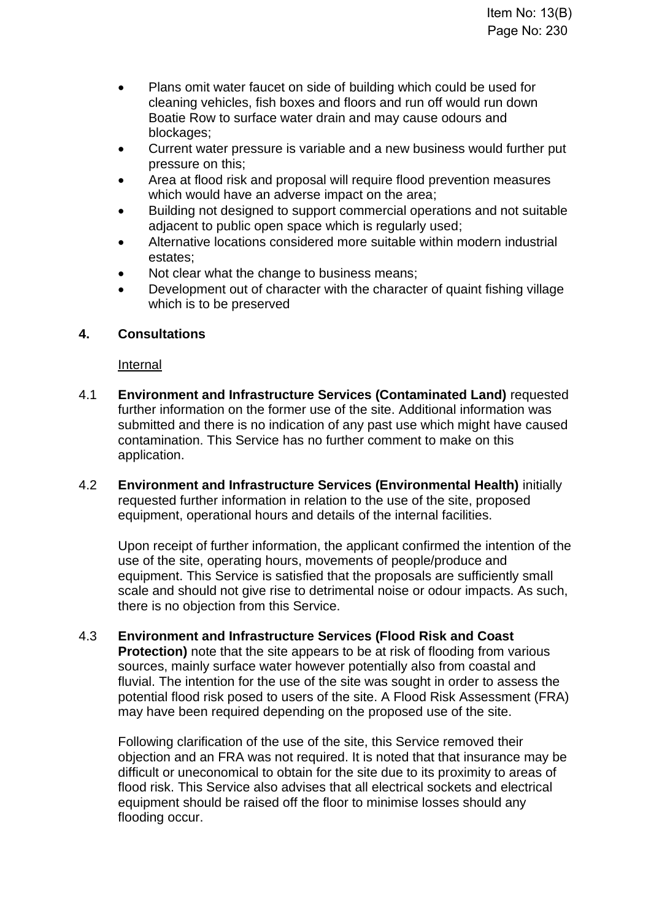- Plans omit water faucet on side of building which could be used for cleaning vehicles, fish boxes and floors and run off would run down Boatie Row to surface water drain and may cause odours and blockages;
- Current water pressure is variable and a new business would further put pressure on this;
- Area at flood risk and proposal will require flood prevention measures which would have an adverse impact on the area;
- Building not designed to support commercial operations and not suitable adjacent to public open space which is regularly used;
- Alternative locations considered more suitable within modern industrial estates;
- Not clear what the change to business means;
- Development out of character with the character of quaint fishing village which is to be preserved

## 4. Consultations

Internal

4.1 **Environment and Infrastructure Services (Contaminated Land)** requested further information on the former use of the site. Additional information was submitted and there is no indication of any past use which might have caused contamination. This Service has no further comment to make on this application.

4.2 **Environment and Infrastructure Services (Environmental Health)** initially requested further information in relation to the use of the site, proposed equipment, operational hours and details of the internal facilities.

Upon receipt of further information, the applicant confirmed the intention of the use of the site, operating hours, movements of people/produce and equipment. This Service is satisfied that the proposals are sufficiently small scale and should not give rise to detrimental noise or odour impacts. As such, there is no objection from this Service.

4.3 **Environment and Infrastructure Services (Flood Risk and Coast Protection)** note that the site appears to be at risk of flooding from various sources, mainly surface water however potentially also from coastal and fluvial. The intention for the use of the site was sought in order to assess the potential flood risk posed to users of the site. A Flood Risk Assessment (FRA) may have been required depending on the proposed use of the site.

Following clarification of the use of the site, this Service removed their objection and an FRA was not required. It is noted that that insurance may be difficult or uneconomical to obtain for the site due to its proximity to areas of flood risk. This Service also advises that all electrical sockets and electrical equipment should be raised off the floor to minimise losses should any flooding occur.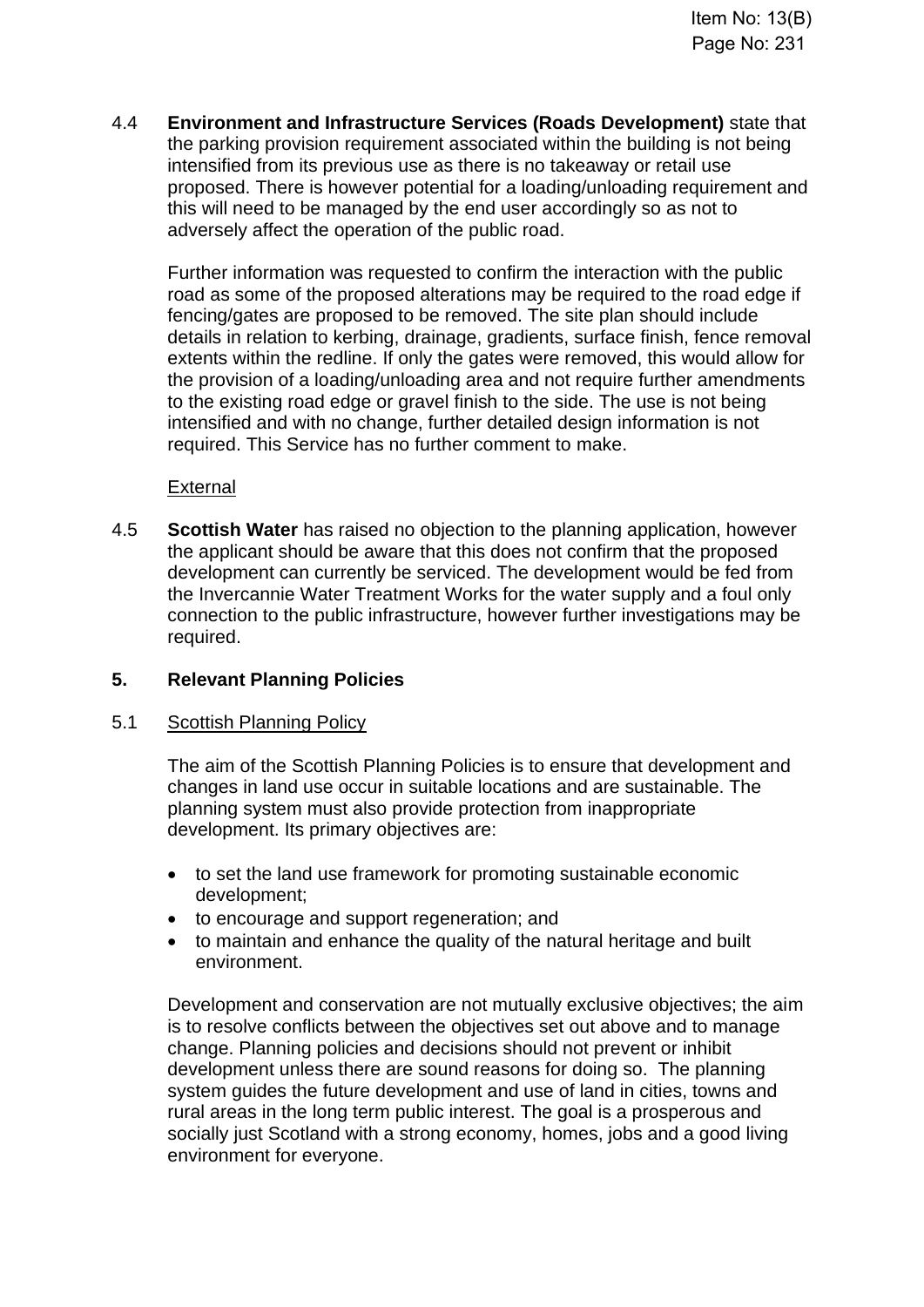4.4 **Environment and Infrastructure Services (Roads Development)** state that the parking provision requirement associated within the building is not being intensified from its previous use as there is no takeaway or retail use proposed. There is however potential for a loading/unloading requirement and this will need to be managed by the end user accordingly so as not to adversely affect the operation of the public road.

Further information was requested to confirm the interaction with the public road as some of the proposed alterations may be required to the road edge if fencing/gates are proposed to be removed. The site plan should include details in relation to kerbing, drainage, gradients, surface finish, fence removal extents within the redline. If only the gates were removed, this would allow for the provision of a loading/unloading area and not require further amendments to the existing road edge or gravel finish to the side. The use is not being intensified and with no change, further detailed design information is not required. This Service has no further comment to make.

External

4.5 **Scottish Water** has raised no objection to the planning application, however the applicant should be aware that this does not confirm that the proposed development can currently be serviced. The development would be fed from the Invercannie Water Treatment Works for the water supply and a foul only connection to the public infrastructure, however further investigations may be required.

## 5. Relevant Planning Policies

5.1 Scottish Planning Policy

The aim of the Scottish Planning Policies is to ensure that development and changes in land use occur in suitable locations and are sustainable. The planning system must also provide protection from inappropriate development. Its primary objectives are:

- to set the land use framework for promoting sustainable economic development;
- to encourage and support regeneration; and
- to maintain and enhance the quality of the natural heritage and built environment.

Development and conservation are not mutually exclusive objectives; the aim is to resolve conflicts between the objectives set out above and to manage change. Planning policies and decisions should not prevent or inhibit development unless there are sound reasons for doing so. The planning system guides the future development and use of land in cities, towns and rural areas in the long term public interest. The goal is a prosperous and socially just Scotland with a strong economy, homes, jobs and a good living environment for everyone.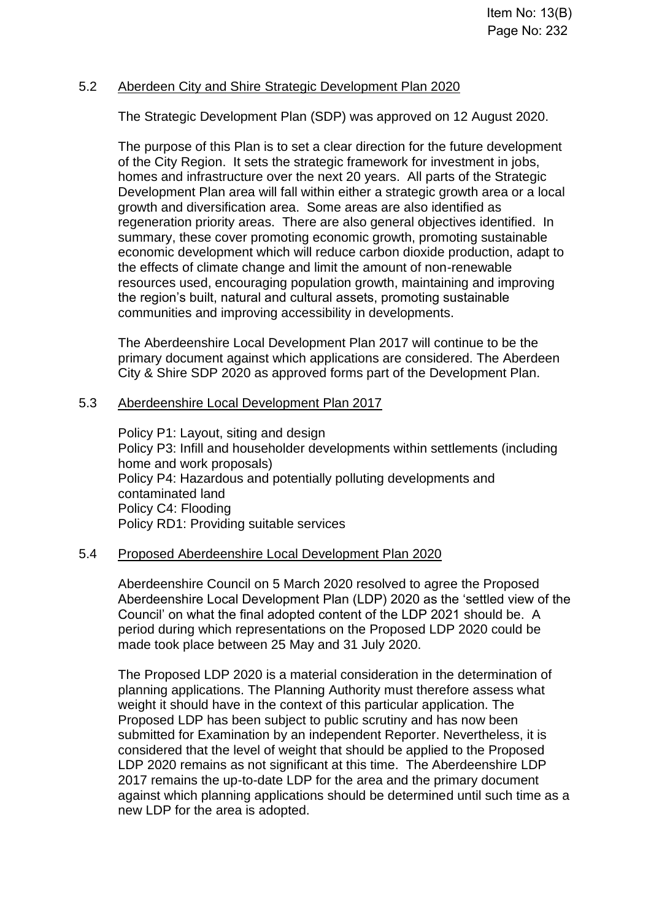## 5.2 Aberdeen City and Shire Strategic Development Plan 2020

The Strategic Development Plan (SDP) was approved on 12 August 2020.

The purpose of this Plan is to set a clear direction for the future development of the City Region. It sets the strategic framework for investment in jobs, homes and infrastructure over the next 20 years. All parts of the Strategic Development Plan area will fall within either a strategic growth area or a local growth and diversification area. Some areas are also identified as regeneration priority areas. There are also general objectives identified. In summary, these cover promoting economic growth, promoting sustainable economic development which will reduce carbon dioxide production, adapt to the effects of climate change and limit the amount of non-renewable resources used, encouraging population growth, maintaining and improving the region's built, natural and cultural assets, promoting sustainable communities and improving accessibility in developments.

The Aberdeenshire Local Development Plan 2017 will continue to be the primary document against which applications are considered. The Aberdeen City & Shire SDP 2020 as approved forms part of the Development Plan.

## 5.3 Aberdeenshire Local Development Plan 2017

Policy P1: Layout, siting and design
Policy P3: Infill and householder developments within settlements (including home and work proposals)
Policy P4: Hazardous and potentially polluting developments and contaminated land
Policy C4: Flooding
Policy RD1: Providing suitable services

## 5.4 Proposed Aberdeenshire Local Development Plan 2020

Aberdeenshire Council on 5 March 2020 resolved to agree the Proposed Aberdeenshire Local Development Plan (LDP) 2020 as the 'settled view of the Council' on what the final adopted content of the LDP 2021 should be. A period during which representations on the Proposed LDP 2020 could be made took place between 25 May and 31 July 2020.

The Proposed LDP 2020 is a material consideration in the determination of planning applications. The Planning Authority must therefore assess what weight it should have in the context of this particular application. The Proposed LDP has been subject to public scrutiny and has now been submitted for Examination by an independent Reporter. Nevertheless, it is considered that the level of weight that should be applied to the Proposed LDP 2020 remains as not significant at this time. The Aberdeenshire LDP 2017 remains the up-to-date LDP for the area and the primary document against which planning applications should be determined until such time as a new LDP for the area is adopted.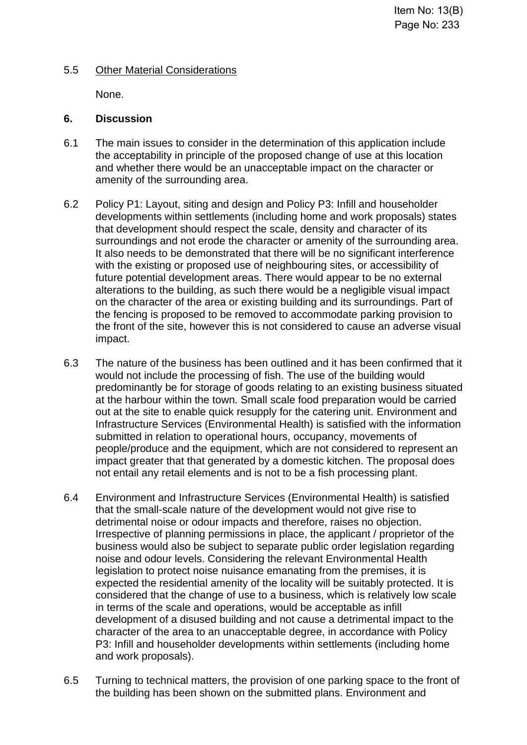5.5 Other Material Considerations

None.

## 6. Discussion

6.1 The main issues to consider in the determination of this application include the acceptability in principle of the proposed change of use at this location and whether there would be an unacceptable impact on the character or amenity of the surrounding area.

6.2 Policy P1: Layout, siting and design and Policy P3: Infill and householder developments within settlements (including home and work proposals) states that development should respect the scale, density and character of its surroundings and not erode the character or amenity of the surrounding area. It also needs to be demonstrated that there will be no significant interference with the existing or proposed use of neighbouring sites, or accessibility of future potential development areas. There would appear to be no external alterations to the building, as such there would be a negligible visual impact on the character of the area or existing building and its surroundings. Part of the fencing is proposed to be removed to accommodate parking provision to the front of the site, however this is not considered to cause an adverse visual impact.

6.3 The nature of the business has been outlined and it has been confirmed that it would not include the processing of fish. The use of the building would predominantly be for storage of goods relating to an existing business situated at the harbour within the town. Small scale food preparation would be carried out at the site to enable quick resupply for the catering unit. Environment and Infrastructure Services (Environmental Health) is satisfied with the information submitted in relation to operational hours, occupancy, movements of people/produce and the equipment, which are not considered to represent an impact greater that that generated by a domestic kitchen. The proposal does not entail any retail elements and is not to be a fish processing plant.

6.4 Environment and Infrastructure Services (Environmental Health) is satisfied that the small-scale nature of the development would not give rise to detrimental noise or odour impacts and therefore, raises no objection. Irrespective of planning permissions in place, the applicant / proprietor of the business would also be subject to separate public order legislation regarding noise and odour levels. Considering the relevant Environmental Health legislation to protect noise nuisance emanating from the premises, it is expected the residential amenity of the locality will be suitably protected. It is considered that the change of use to a business, which is relatively low scale in terms of the scale and operations, would be acceptable as infill development of a disused building and not cause a detrimental impact to the character of the area to an unacceptable degree, in accordance with Policy P3: Infill and householder developments within settlements (including home and work proposals).

6.5 Turning to technical matters, the provision of one parking space to the front of the building has been shown on the submitted plans. Environment and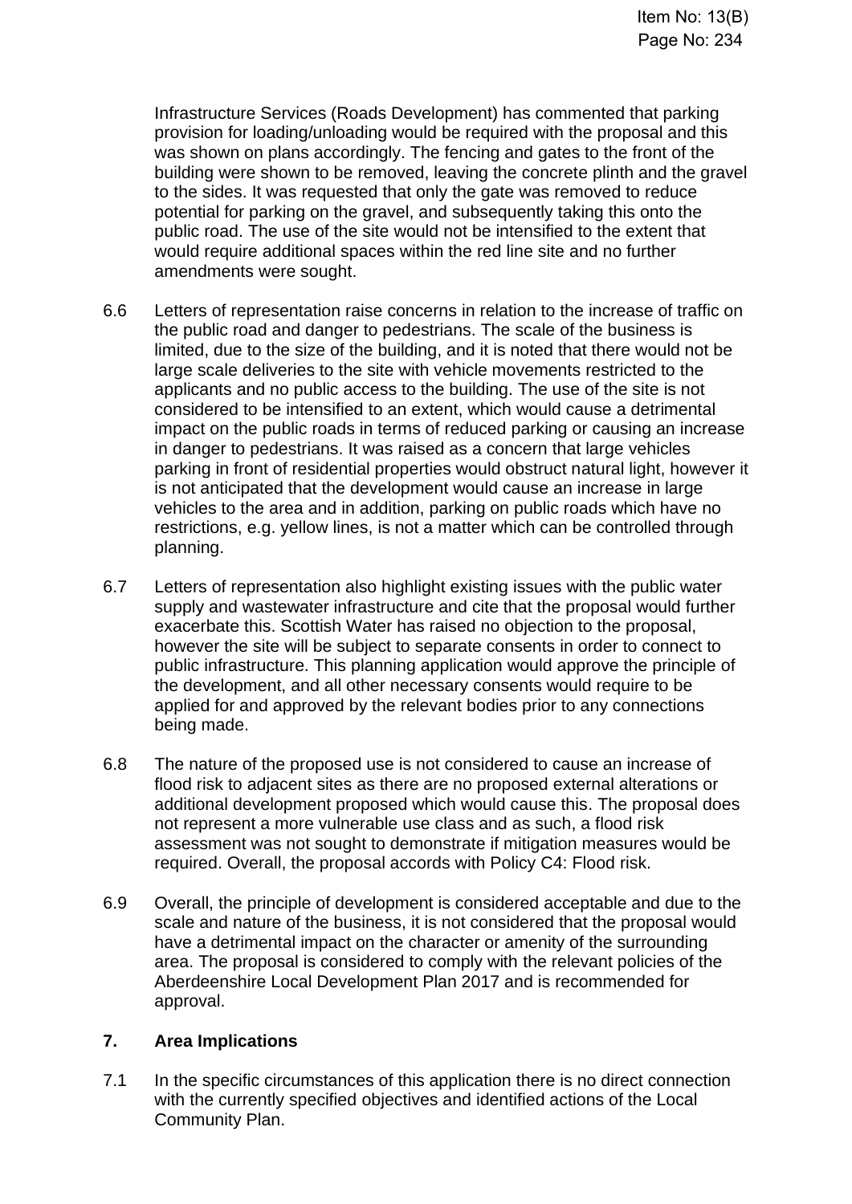Infrastructure Services (Roads Development) has commented that parking provision for loading/unloading would be required with the proposal and this was shown on plans accordingly. The fencing and gates to the front of the building were shown to be removed, leaving the concrete plinth and the gravel to the sides. It was requested that only the gate was removed to reduce potential for parking on the gravel, and subsequently taking this onto the public road. The use of the site would not be intensified to the extent that would require additional spaces within the red line site and no further amendments were sought.

6.6 Letters of representation raise concerns in relation to the increase of traffic on the public road and danger to pedestrians. The scale of the business is limited, due to the size of the building, and it is noted that there would not be large scale deliveries to the site with vehicle movements restricted to the applicants and no public access to the building. The use of the site is not considered to be intensified to an extent, which would cause a detrimental impact on the public roads in terms of reduced parking or causing an increase in danger to pedestrians. It was raised as a concern that large vehicles parking in front of residential properties would obstruct natural light, however it is not anticipated that the development would cause an increase in large vehicles to the area and in addition, parking on public roads which have no restrictions, e.g. yellow lines, is not a matter which can be controlled through planning.

6.7 Letters of representation also highlight existing issues with the public water supply and wastewater infrastructure and cite that the proposal would further exacerbate this. Scottish Water has raised no objection to the proposal, however the site will be subject to separate consents in order to connect to public infrastructure. This planning application would approve the principle of the development, and all other necessary consents would require to be applied for and approved by the relevant bodies prior to any connections being made.

6.8 The nature of the proposed use is not considered to cause an increase of flood risk to adjacent sites as there are no proposed external alterations or additional development proposed which would cause this. The proposal does not represent a more vulnerable use class and as such, a flood risk assessment was not sought to demonstrate if mitigation measures would be required. Overall, the proposal accords with Policy C4: Flood risk.

6.9 Overall, the principle of development is considered acceptable and due to the scale and nature of the business, it is not considered that the proposal would have a detrimental impact on the character or amenity of the surrounding area. The proposal is considered to comply with the relevant policies of the Aberdeenshire Local Development Plan 2017 and is recommended for approval.

## 7. Area Implications

7.1 In the specific circumstances of this application there is no direct connection with the currently specified objectives and identified actions of the Local Community Plan.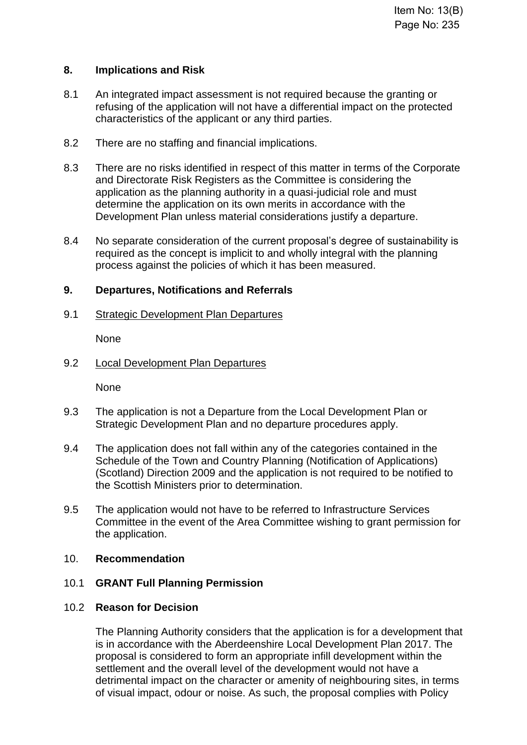## 8. Implications and Risk

8.1 An integrated impact assessment is not required because the granting or refusing of the application will not have a differential impact on the protected characteristics of the applicant or any third parties.

8.2 There are no staffing and financial implications.

8.3 There are no risks identified in respect of this matter in terms of the Corporate and Directorate Risk Registers as the Committee is considering the application as the planning authority in a quasi-judicial role and must determine the application on its own merits in accordance with the Development Plan unless material considerations justify a departure.

8.4 No separate consideration of the current proposal's degree of sustainability is required as the concept is implicit to and wholly integral with the planning process against the policies of which it has been measured.

## 9. Departures, Notifications and Referrals

9.1 Strategic Development Plan Departures

None

9.2 Local Development Plan Departures

None

9.3 The application is not a Departure from the Local Development Plan or Strategic Development Plan and no departure procedures apply.

9.4 The application does not fall within any of the categories contained in the Schedule of the Town and Country Planning (Notification of Applications) (Scotland) Direction 2009 and the application is not required to be notified to the Scottish Ministers prior to determination.

9.5 The application would not have to be referred to Infrastructure Services Committee in the event of the Area Committee wishing to grant permission for the application.

## 10. Recommendation

10.1 **GRANT Full Planning Permission**

10.2 **Reason for Decision**

The Planning Authority considers that the application is for a development that is in accordance with the Aberdeenshire Local Development Plan 2017. The proposal is considered to form an appropriate infill development within the settlement and the overall level of the development would not have a detrimental impact on the character or amenity of neighbouring sites, in terms of visual impact, odour or noise. As such, the proposal complies with Policy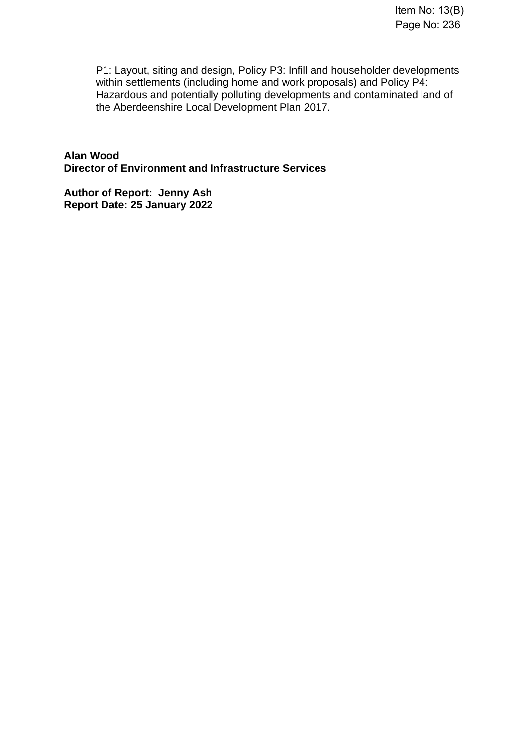P1: Layout, siting and design, Policy P3: Infill and householder developments within settlements (including home and work proposals) and Policy P4: Hazardous and potentially polluting developments and contaminated land of the Aberdeenshire Local Development Plan 2017.

**Alan Wood**
**Director of Environment and Infrastructure Services**

**Author of Report: Jenny Ash**
**Report Date: 25 January 2022**